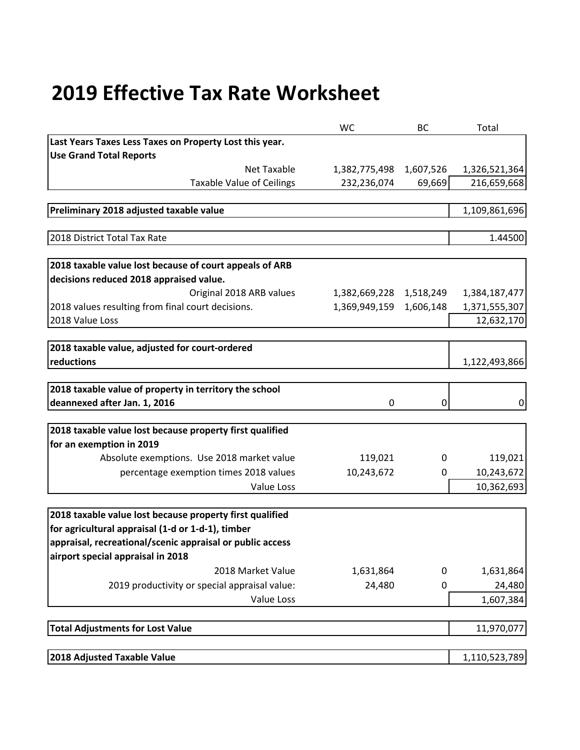# 2019 Effective Tax Rate Worksheet

| | WC | BC | Total |
|---|---|---|---|
| **Last Years Taxes Less Taxes on Property Lost this year. Use Grand Total Reports** | | | |
| Net Taxable | 1,382,775,498 | 1,607,526 | 1,326,521,364 |
| Taxable Value of Ceilings | 232,236,074 | 69,669 | 216,659,668 |
| **Preliminary 2018 adjusted taxable value** | | | 1,109,861,696 |
| 2018 District Total Tax Rate | | | 1.44500 |
| **2018 taxable value lost because of court appeals of ARB decisions reduced 2018 appraised value.** | | | |
| Original 2018 ARB values | 1,382,669,228 | 1,518,249 | 1,384,187,477 |
| 2018 values resulting from final court decisions. | 1,369,949,159 | 1,606,148 | 1,371,555,307 |
| 2018 Value Loss | | | 12,632,170 |
| **2018 taxable value, adjusted for court-ordered reductions** | | | 1,122,493,866 |
| **2018 taxable value of property in territory the school deannexed after Jan. 1, 2016** | 0 | 0 | 0 |
| **2018 taxable value lost because property first qualified for an exemption in 2019** | | | |
| Absolute exemptions. Use 2018 market value | 119,021 | 0 | 119,021 |
| percentage exemption times 2018 values | 10,243,672 | 0 | 10,243,672 |
| Value Loss | | | 10,362,693 |
| **2018 taxable value lost because property first qualified for agricultural appraisal (1-d or 1-d-1), timber appraisal, recreational/scenic appraisal or public access airport special appraisal in 2018** | | | |
| 2018 Market Value | 1,631,864 | 0 | 1,631,864 |
| 2019 productivity or special appraisal value: | 24,480 | 0 | 24,480 |
| Value Loss | | | 1,607,384 |
| **Total Adjustments for Lost Value** | | | 11,970,077 |
| **2018 Adjusted Taxable Value** | | | 1,110,523,789 |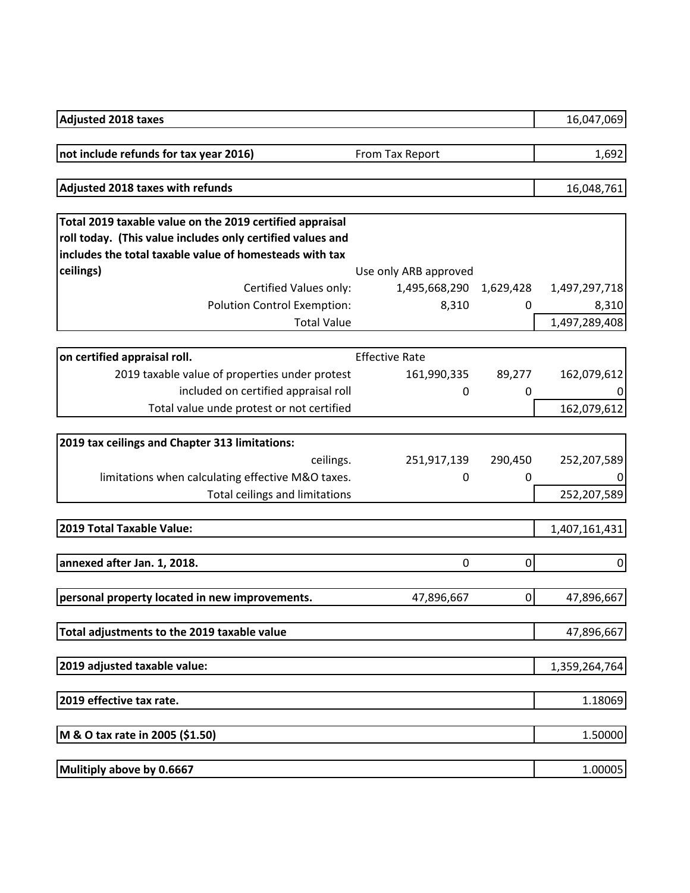| | | | |
|---|---|---|---|
| **Adjusted 2018 taxes** | | | 16,047,069 |
| | | | |
| **not include refunds for tax year 2016)** | From Tax Report | | 1,692 |
| | | | |
| **Adjusted 2018 taxes with refunds** | | | 16,048,761 |
| | | | |
| **Total 2019 taxable value on the 2019 certified appraisal roll today. (This value includes only certified values and includes the total taxable value of homesteads with tax ceilings)** | Use only ARB approved | | |
| Certified Values only: | 1,495,668,290 | 1,629,428 | 1,497,297,718 |
| Polution Control Exemption: | 8,310 | 0 | 8,310 |
| Total Value | | | 1,497,289,408 |
| | | | |
| **on certified appraisal roll.** | Effective Rate | | |
| 2019 taxable value of properties under protest | 161,990,335 | 89,277 | 162,079,612 |
| included on certified appraisal roll | 0 | 0 | 0 |
| Total value unde protest or not certified | | | 162,079,612 |
| | | | |
| **2019 tax ceilings and Chapter 313 limitations:** | | | |
| ceilings. | 251,917,139 | 290,450 | 252,207,589 |
| limitations when calculating effective M&O taxes. | 0 | 0 | 0 |
| Total ceilings and limitations | | | 252,207,589 |
| | | | |
| **2019 Total Taxable Value:** | | | 1,407,161,431 |
| | | | |
| **annexed after Jan. 1, 2018.** | 0 | 0 | 0 |
| | | | |
| **personal property located in new improvements.** | 47,896,667 | 0 | 47,896,667 |
| | | | |
| **Total adjustments to the 2019 taxable value** | | | 47,896,667 |
| | | | |
| **2019 adjusted taxable value:** | | | 1,359,264,764 |
| | | | |
| **2019 effective tax rate.** | | | 1.18069 |
| | | | |
| **M & O tax rate in 2005 ($1.50)** | | | 1.50000 |
| | | | |
| **Mulitiply above by 0.6667** | | | 1.00005 |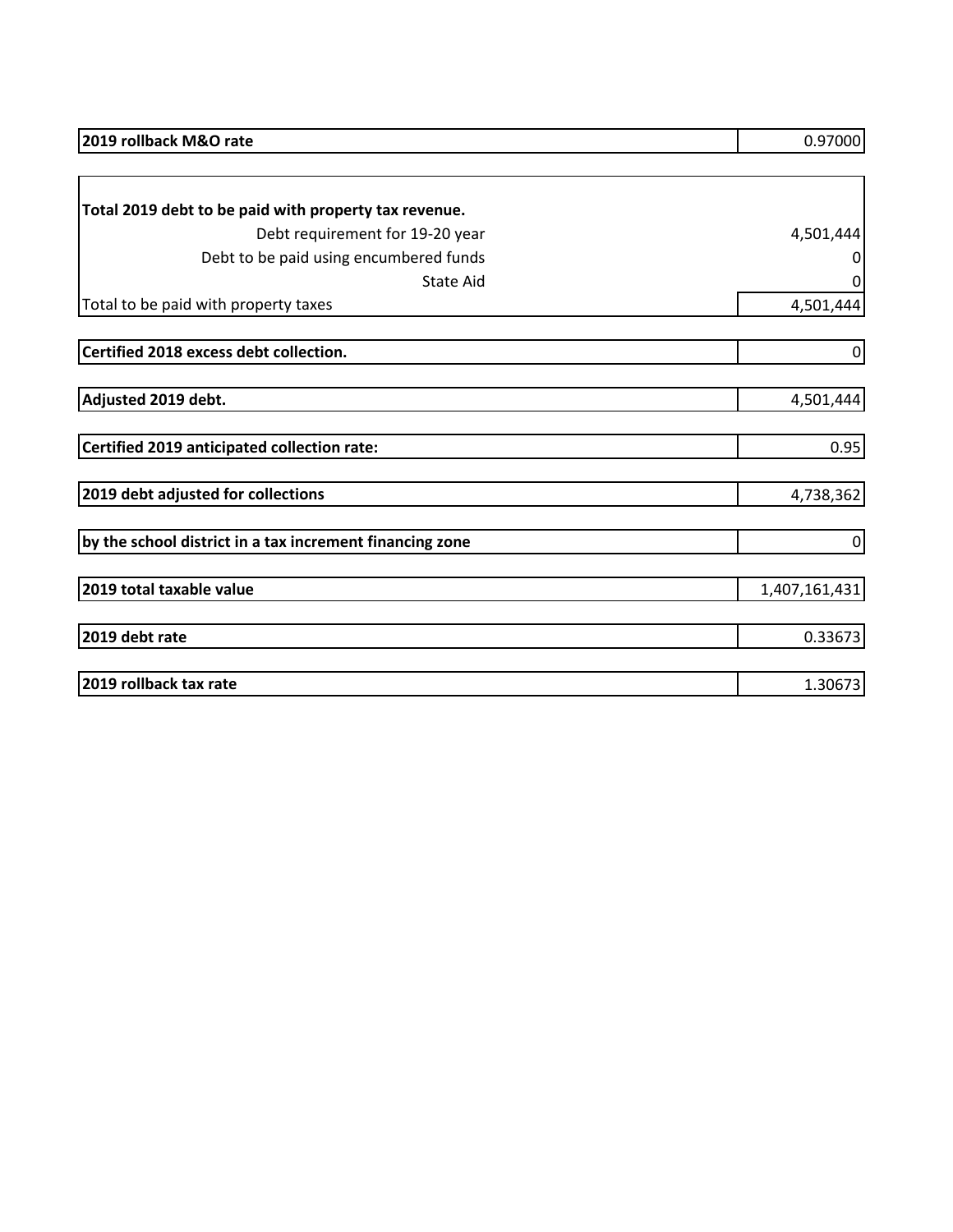| | |
|---|---|
| **2019 rollback M&O rate** | 0.97000 |

| | |
|---|---|
| **Total 2019 debt to be paid with property tax revenue.** | |
| Debt requirement for 19-20 year | 4,501,444 |
| Debt to be paid using encumbered funds | 0 |
| State Aid | 0 |
| Total to be paid with property taxes | 4,501,444 |

| | |
|---|---|
| **Certified 2018 excess debt collection.** | 0 |
| **Adjusted 2019 debt.** | 4,501,444 |
| **Certified 2019 anticipated collection rate:** | 0.95 |
| **2019 debt adjusted for collections** | 4,738,362 |
| **by the school district in a tax increment financing zone** | 0 |
| **2019 total taxable value** | 1,407,161,431 |
| **2019 debt rate** | 0.33673 |
| **2019 rollback tax rate** | 1.30673 |